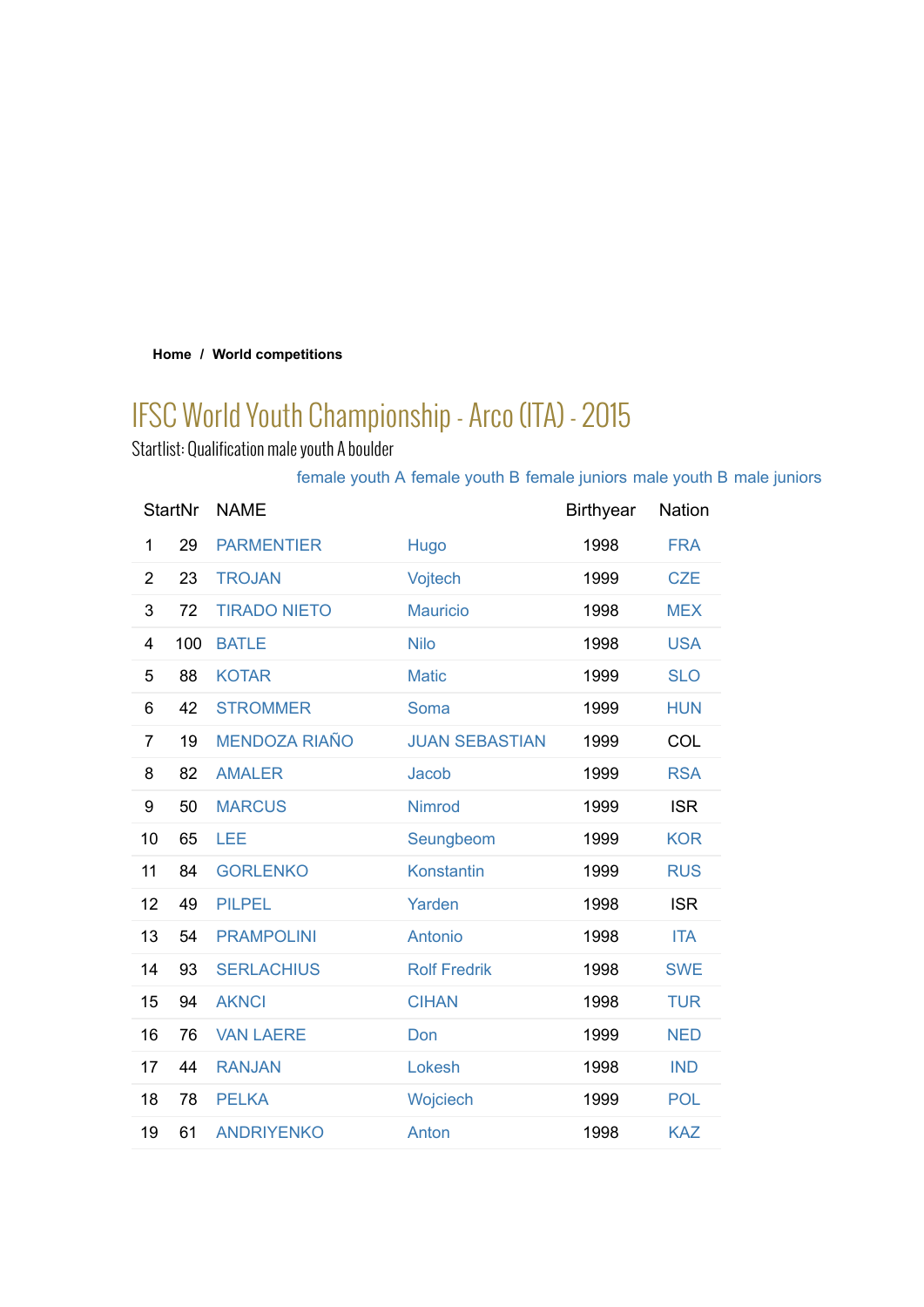**Home / World competitions**

# IFSC World Youth Championship - Arco (ITA) - 2015

Startlist: Qualification male youth A boulder

female youth A female youth B female juniors male youth B male juniors

| | StartNr | NAME | | Birthyear | Nation |
|---|---|---|---|---|---|
| 1 | 29 | PARMENTIER | Hugo | 1998 | FRA |
| 2 | 23 | TROJAN | Vojtech | 1999 | CZE |
| 3 | 72 | TIRADO NIETO | Mauricio | 1998 | MEX |
| 4 | 100 | BATLE | Nilo | 1998 | USA |
| 5 | 88 | KOTAR | Matic | 1999 | SLO |
| 6 | 42 | STROMMER | Soma | 1999 | HUN |
| 7 | 19 | MENDOZA RIAÑO | JUAN SEBASTIAN | 1999 | COL |
| 8 | 82 | AMALER | Jacob | 1999 | RSA |
| 9 | 50 | MARCUS | Nimrod | 1999 | ISR |
| 10 | 65 | LEE | Seungbeom | 1999 | KOR |
| 11 | 84 | GORLENKO | Konstantin | 1999 | RUS |
| 12 | 49 | PILPEL | Yarden | 1998 | ISR |
| 13 | 54 | PRAMPOLINI | Antonio | 1998 | ITA |
| 14 | 93 | SERLACHIUS | Rolf Fredrik | 1998 | SWE |
| 15 | 94 | AKNCI | CIHAN | 1998 | TUR |
| 16 | 76 | VAN LAERE | Don | 1999 | NED |
| 17 | 44 | RANJAN | Lokesh | 1998 | IND |
| 18 | 78 | PELKA | Wojciech | 1999 | POL |
| 19 | 61 | ANDRIYENKO | Anton | 1998 | KAZ |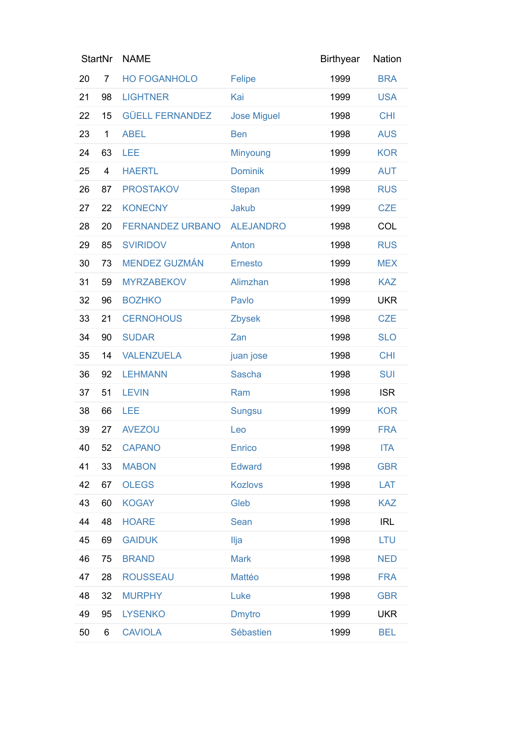| StartNr | | NAME | | Birthyear | Nation |
|---|---|---|---|---|---|
| 20 | 7 | HO FOGANHOLO | Felipe | 1999 | BRA |
| 21 | 98 | LIGHTNER | Kai | 1999 | USA |
| 22 | 15 | GÜELL FERNANDEZ | Jose Miguel | 1998 | CHI |
| 23 | 1 | ABEL | Ben | 1998 | AUS |
| 24 | 63 | LEE | Minyoung | 1999 | KOR |
| 25 | 4 | HAERTL | Dominik | 1999 | AUT |
| 26 | 87 | PROSTAKOV | Stepan | 1998 | RUS |
| 27 | 22 | KONECNY | Jakub | 1999 | CZE |
| 28 | 20 | FERNANDEZ URBANO | ALEJANDRO | 1998 | COL |
| 29 | 85 | SVIRIDOV | Anton | 1998 | RUS |
| 30 | 73 | MENDEZ GUZMÁN | Ernesto | 1999 | MEX |
| 31 | 59 | MYRZABEKOV | Alimzhan | 1998 | KAZ |
| 32 | 96 | BOZHKO | Pavlo | 1999 | UKR |
| 33 | 21 | CERNOHOUS | Zbysek | 1998 | CZE |
| 34 | 90 | SUDAR | Zan | 1998 | SLO |
| 35 | 14 | VALENZUELA | juan jose | 1998 | CHI |
| 36 | 92 | LEHMANN | Sascha | 1998 | SUI |
| 37 | 51 | LEVIN | Ram | 1998 | ISR |
| 38 | 66 | LEE | Sungsu | 1999 | KOR |
| 39 | 27 | AVEZOU | Leo | 1999 | FRA |
| 40 | 52 | CAPANO | Enrico | 1998 | ITA |
| 41 | 33 | MABON | Edward | 1998 | GBR |
| 42 | 67 | OLEGS | Kozlovs | 1998 | LAT |
| 43 | 60 | KOGAY | Gleb | 1998 | KAZ |
| 44 | 48 | HOARE | Sean | 1998 | IRL |
| 45 | 69 | GAIDUK | Ilja | 1998 | LTU |
| 46 | 75 | BRAND | Mark | 1998 | NED |
| 47 | 28 | ROUSSEAU | Mattéo | 1998 | FRA |
| 48 | 32 | MURPHY | Luke | 1998 | GBR |
| 49 | 95 | LYSENKO | Dmytro | 1999 | UKR |
| 50 | 6 | CAVIOLA | Sébastien | 1999 | BEL |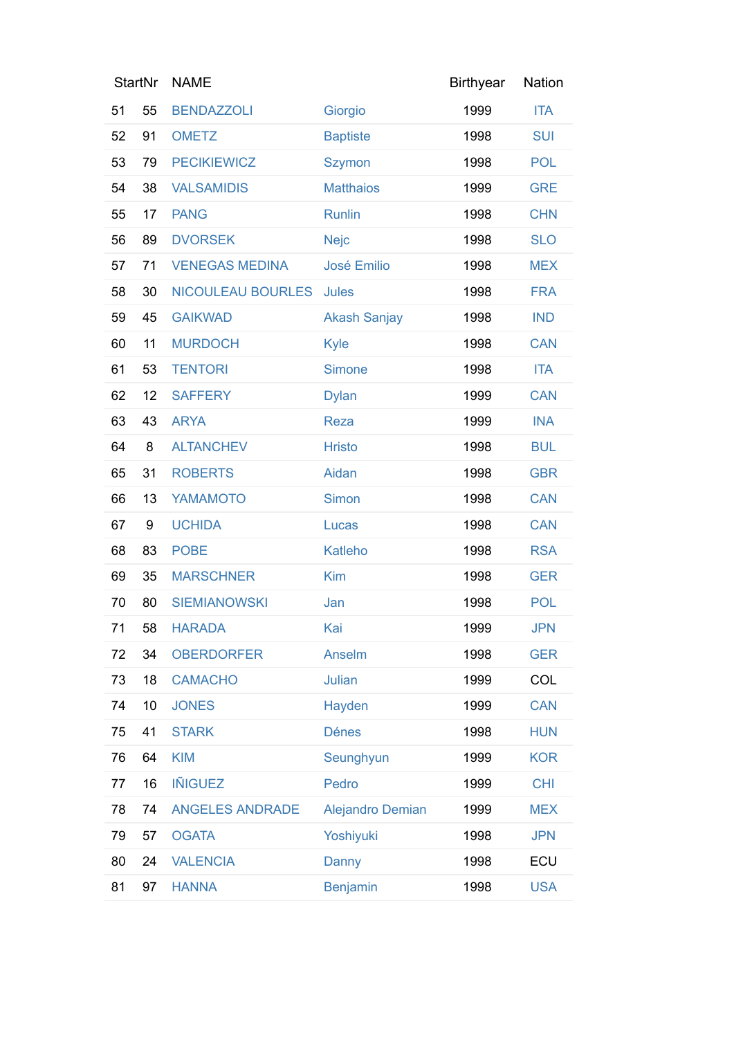| | StartNr | NAME | | Birthyear | Nation |
|---|---|---|---|---|---|
| 51 | 55 | BENDAZZOLI | Giorgio | 1999 | ITA |
| 52 | 91 | OMETZ | Baptiste | 1998 | SUI |
| 53 | 79 | PECIKIEWICZ | Szymon | 1998 | POL |
| 54 | 38 | VALSAMIDIS | Matthaios | 1999 | GRE |
| 55 | 17 | PANG | Runlin | 1998 | CHN |
| 56 | 89 | DVORSEK | Nejc | 1998 | SLO |
| 57 | 71 | VENEGAS MEDINA | José Emilio | 1998 | MEX |
| 58 | 30 | NICOULEAU BOURLES | Jules | 1998 | FRA |
| 59 | 45 | GAIKWAD | Akash Sanjay | 1998 | IND |
| 60 | 11 | MURDOCH | Kyle | 1998 | CAN |
| 61 | 53 | TENTORI | Simone | 1998 | ITA |
| 62 | 12 | SAFFERY | Dylan | 1999 | CAN |
| 63 | 43 | ARYA | Reza | 1999 | INA |
| 64 | 8 | ALTANCHEV | Hristo | 1998 | BUL |
| 65 | 31 | ROBERTS | Aidan | 1998 | GBR |
| 66 | 13 | YAMAMOTO | Simon | 1998 | CAN |
| 67 | 9 | UCHIDA | Lucas | 1998 | CAN |
| 68 | 83 | POBE | Katleho | 1998 | RSA |
| 69 | 35 | MARSCHNER | Kim | 1998 | GER |
| 70 | 80 | SIEMIANOWSKI | Jan | 1998 | POL |
| 71 | 58 | HARADA | Kai | 1999 | JPN |
| 72 | 34 | OBERDORFER | Anselm | 1998 | GER |
| 73 | 18 | CAMACHO | Julian | 1999 | COL |
| 74 | 10 | JONES | Hayden | 1999 | CAN |
| 75 | 41 | STARK | Dénes | 1998 | HUN |
| 76 | 64 | KIM | Seunghyun | 1999 | KOR |
| 77 | 16 | IÑIGUEZ | Pedro | 1999 | CHI |
| 78 | 74 | ANGELES ANDRADE | Alejandro Demian | 1999 | MEX |
| 79 | 57 | OGATA | Yoshiyuki | 1998 | JPN |
| 80 | 24 | VALENCIA | Danny | 1998 | ECU |
| 81 | 97 | HANNA | Benjamin | 1998 | USA |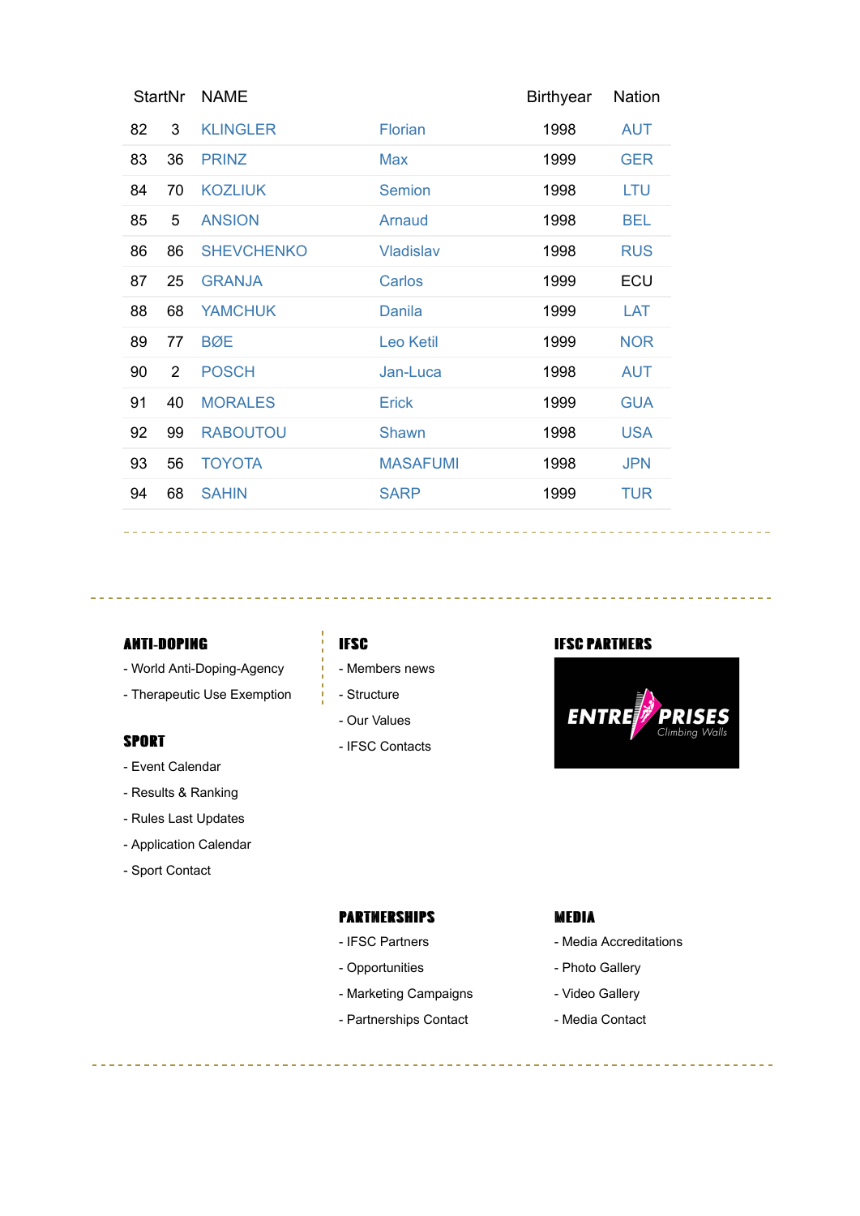| StartNr | | NAME | | Birthyear | Nation |
|---|---|---|---|---|---|
| 82 | 3 | KLINGLER | Florian | 1998 | AUT |
| 83 | 36 | PRINZ | Max | 1999 | GER |
| 84 | 70 | KOZLIUK | Semion | 1998 | LTU |
| 85 | 5 | ANSION | Arnaud | 1998 | BEL |
| 86 | 86 | SHEVCHENKO | Vladislav | 1998 | RUS |
| 87 | 25 | GRANJA | Carlos | 1999 | ECU |
| 88 | 68 | YAMCHUK | Danila | 1999 | LAT |
| 89 | 77 | BØE | Leo Ketil | 1999 | NOR |
| 90 | 2 | POSCH | Jan-Luca | 1998 | AUT |
| 91 | 40 | MORALES | Erick | 1999 | GUA |
| 92 | 99 | RABOUTOU | Shawn | 1998 | USA |
| 93 | 56 | TOYOTA | MASAFUMI | 1998 | JPN |
| 94 | 68 | SAHIN | SARP | 1999 | TUR |

**ANTI-DOPING**

- World Anti-Doping-Agency
- Therapeutic Use Exemption

**SPORT**

- Event Calendar
- Results & Ranking
- Rules Last Updates
- Application Calendar
- Sport Contact

**IFSC**

- Members news
- Structure
- Our Values
- IFSC Contacts

**IFSC PARTNERS**

ENTRE-PRISES Climbing Walls

**PARTNERSHIPS**

- IFSC Partners
- Opportunities
- Marketing Campaigns
- Partnerships Contact

**MEDIA**

- Media Accreditations
- Photo Gallery
- Video Gallery
- Media Contact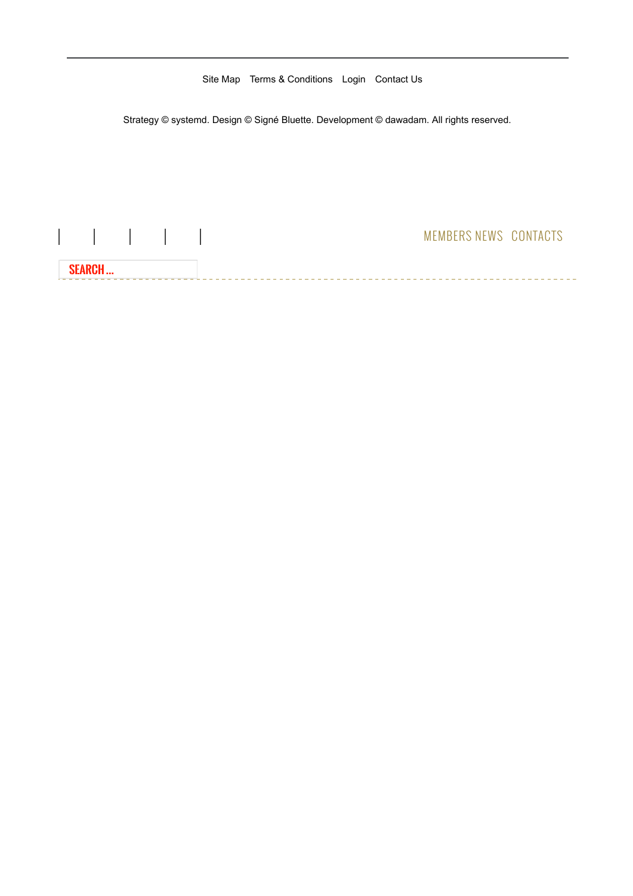Site Map Terms & Conditions Login Contact Us

Strategy © systemd. Design © Signé Bluette. Development © dawadam. All rights reserved.

MEMBERS NEWS CONTACTS

SEARCH ...